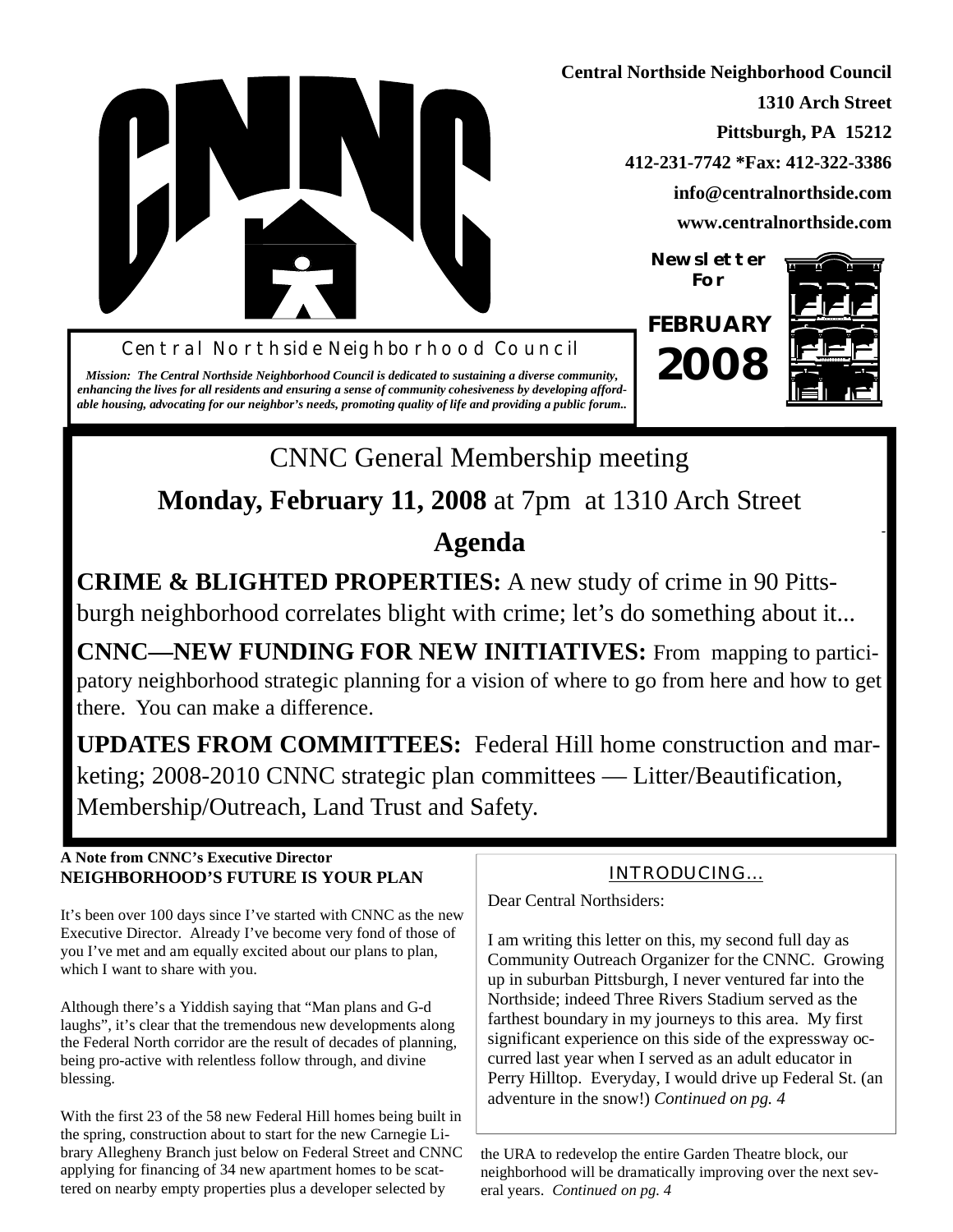# CNNC

**Central Northside Neighborhood Council**
**1310 Arch Street**
**Pittsburgh, PA 15212**
**412-231-7742 *Fax: 412-322-3386**
**info@centralnorthside.com**
**www.centralnorthside.com**

**Newsletter For**
**FEBRUARY 2008**

Central Northside Neighborhood Council

*Mission: The Central Northside Neighborhood Council is dedicated to sustaining a diverse community, enhancing the lives for all residents and ensuring a sense of community cohesiveness by developing affordable housing, advocating for our neighbor's needs, promoting quality of life and providing a public forum..*

## CNNC General Membership meeting

### **Monday, February 11, 2008** at 7pm at 1310 Arch Street

### Agenda

**CRIME & BLIGHTED PROPERTIES:** A new study of crime in 90 Pittsburgh neighborhood correlates blight with crime; let's do something about it...

**CNNC—NEW FUNDING FOR NEW INITIATIVES:** From mapping to participatory neighborhood strategic planning for a vision of where to go from here and how to get there. You can make a difference.

**UPDATES FROM COMMITTEES:** Federal Hill home construction and marketing; 2008-2010 CNNC strategic plan committees — Litter/Beautification, Membership/Outreach, Land Trust and Safety.

**A Note from CNNC's Executive Director**
**NEIGHBORHOOD'S FUTURE IS YOUR PLAN**

It's been over 100 days since I've started with CNNC as the new Executive Director. Already I've become very fond of those of you I've met and am equally excited about our plans to plan, which I want to share with you.

Although there's a Yiddish saying that "Man plans and G-d laughs", it's clear that the tremendous new developments along the Federal North corridor are the result of decades of planning, being pro-active with relentless follow through, and divine blessing.

With the first 23 of the 58 new Federal Hill homes being built in the spring, construction about to start for the new Carnegie Library Allegheny Branch just below on Federal Street and CNNC applying for financing of 34 new apartment homes to be scattered on nearby empty properties plus a developer selected by the URA to redevelop the entire Garden Theatre block, our neighborhood will be dramatically improving over the next several years. *Continued on pg. 4*

### INTRODUCING...

Dear Central Northsiders:

I am writing this letter on this, my second full day as Community Outreach Organizer for the CNNC. Growing up in suburban Pittsburgh, I never ventured far into the Northside; indeed Three Rivers Stadium served as the farthest boundary in my journeys to this area. My first significant experience on this side of the expressway occurred last year when I served as an adult educator in Perry Hilltop. Everyday, I would drive up Federal St. (an adventure in the snow!) *Continued on pg. 4*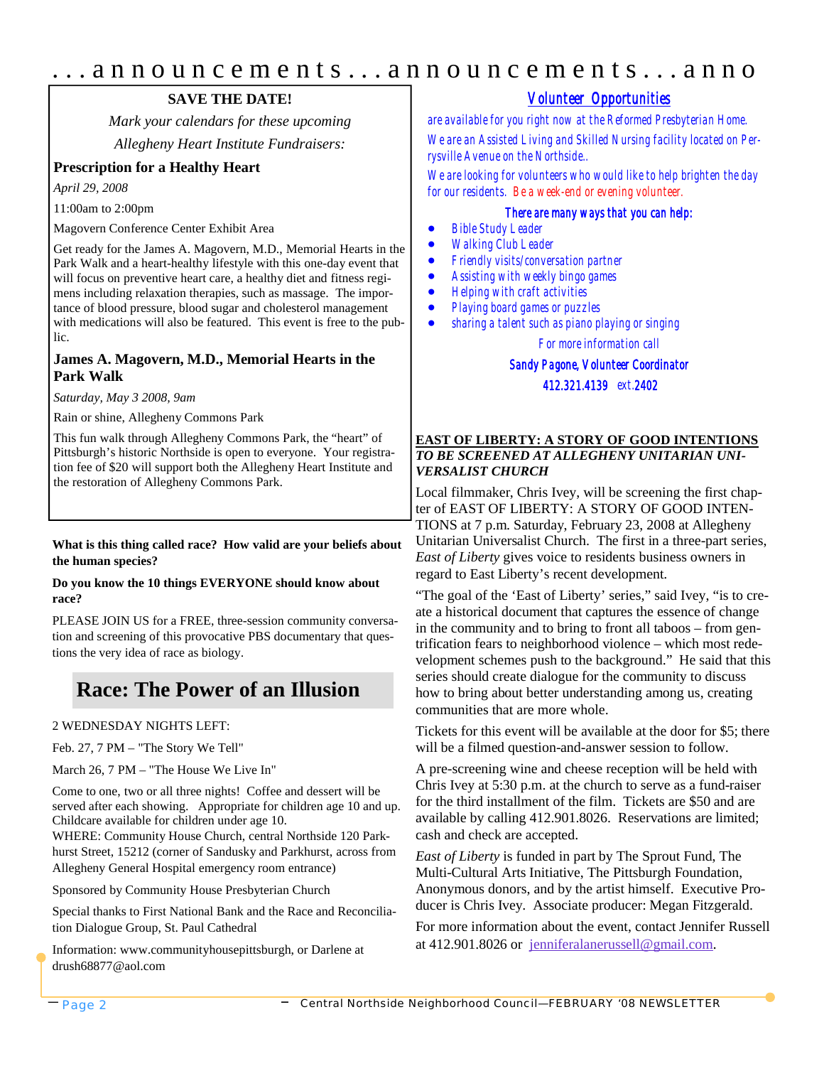# ...announcements...announcements...anno

## SAVE THE DATE!

*Mark your calendars for these upcoming Allegheny Heart Institute Fundraisers:*

### Prescription for a Healthy Heart

*April 29, 2008*

11:00am to 2:00pm

Magovern Conference Center Exhibit Area

Get ready for the James A. Magovern, M.D., Memorial Hearts in the Park Walk and a heart-healthy lifestyle with this one-day event that will focus on preventive heart care, a healthy diet and fitness regimens including relaxation therapies, such as massage. The importance of blood pressure, blood sugar and cholesterol management with medications will also be featured. This event is free to the public.

### James A. Magovern, M.D., Memorial Hearts in the Park Walk

*Saturday, May 3 2008, 9am*

Rain or shine, Allegheny Commons Park

This fun walk through Allegheny Commons Park, the "heart" of Pittsburgh's historic Northside is open to everyone. Your registration fee of $20 will support both the Allegheny Heart Institute and the restoration of Allegheny Commons Park.

**What is this thing called race? How valid are your beliefs about the human species?**

**Do you know the 10 things EVERYONE should know about race?**

PLEASE JOIN US for a FREE, three-session community conversation and screening of this provocative PBS documentary that questions the very idea of race as biology.

## Race: The Power of an Illusion

2 WEDNESDAY NIGHTS LEFT:

Feb. 27, 7 PM – "The Story We Tell"

March 26, 7 PM – "The House We Live In"

Come to one, two or all three nights! Coffee and dessert will be served after each showing. Appropriate for children age 10 and up. Childcare available for children under age 10.
WHERE: Community House Church, central Northside 120 Parkhurst Street, 15212 (corner of Sandusky and Parkhurst, across from Allegheny General Hospital emergency room entrance)

Sponsored by Community House Presbyterian Church

Special thanks to First National Bank and the Race and Reconciliation Dialogue Group, St. Paul Cathedral

Information: www.communityhousepittsburgh, or Darlene at drush68877@aol.com

## Volunteer Opportunities

are available for you right now at the Reformed Presbyterian Home.

We are an Assisted Living and Skilled Nursing facility located on Perrysville Avenue on the Northside..

We are looking for volunteers who would like to help brighten the day for our residents. Be a week-end or evening volunteer.

**There are many ways that you can help:**

- Bible Study Leader
- Walking Club Leader
- Friendly visits/conversation partner
- Assisting with weekly bingo games
- Helping with craft activities
- Playing board games or puzzles
- sharing a talent such as piano playing or singing

For more information call

**Sandy Pagone, Volunteer Coordinator**

**412.321.4139** ext.**2402**

**EAST OF LIBERTY: A STORY OF GOOD INTENTIONS**
***TO BE SCREENED AT ALLEGHENY UNITARIAN UNIVERSALIST CHURCH***

Local filmmaker, Chris Ivey, will be screening the first chapter of EAST OF LIBERTY: A STORY OF GOOD INTENTIONS at 7 p.m. Saturday, February 23, 2008 at Allegheny Unitarian Universalist Church. The first in a three-part series, *East of Liberty* gives voice to residents business owners in regard to East Liberty's recent development.

"The goal of the 'East of Liberty' series," said Ivey, "is to create a historical document that captures the essence of change in the community and to bring to front all taboos – from gentrification fears to neighborhood violence – which most redevelopment schemes push to the background." He said that this series should create dialogue for the community to discuss how to bring about better understanding among us, creating communities that are more whole.

Tickets for this event will be available at the door for $5; there will be a filmed question-and-answer session to follow.

A pre-screening wine and cheese reception will be held with Chris Ivey at 5:30 p.m. at the church to serve as a fund-raiser for the third installment of the film. Tickets are $50 and are available by calling 412.901.8026. Reservations are limited; cash and check are accepted.

*East of Liberty* is funded in part by The Sprout Fund, The Multi-Cultural Arts Initiative, The Pittsburgh Foundation, Anonymous donors, and by the artist himself. Executive Producer is Chris Ivey. Associate producer: Megan Fitzgerald.

For more information about the event, contact Jennifer Russell at 412.901.8026 or jenniferalanerussell@gmail.com.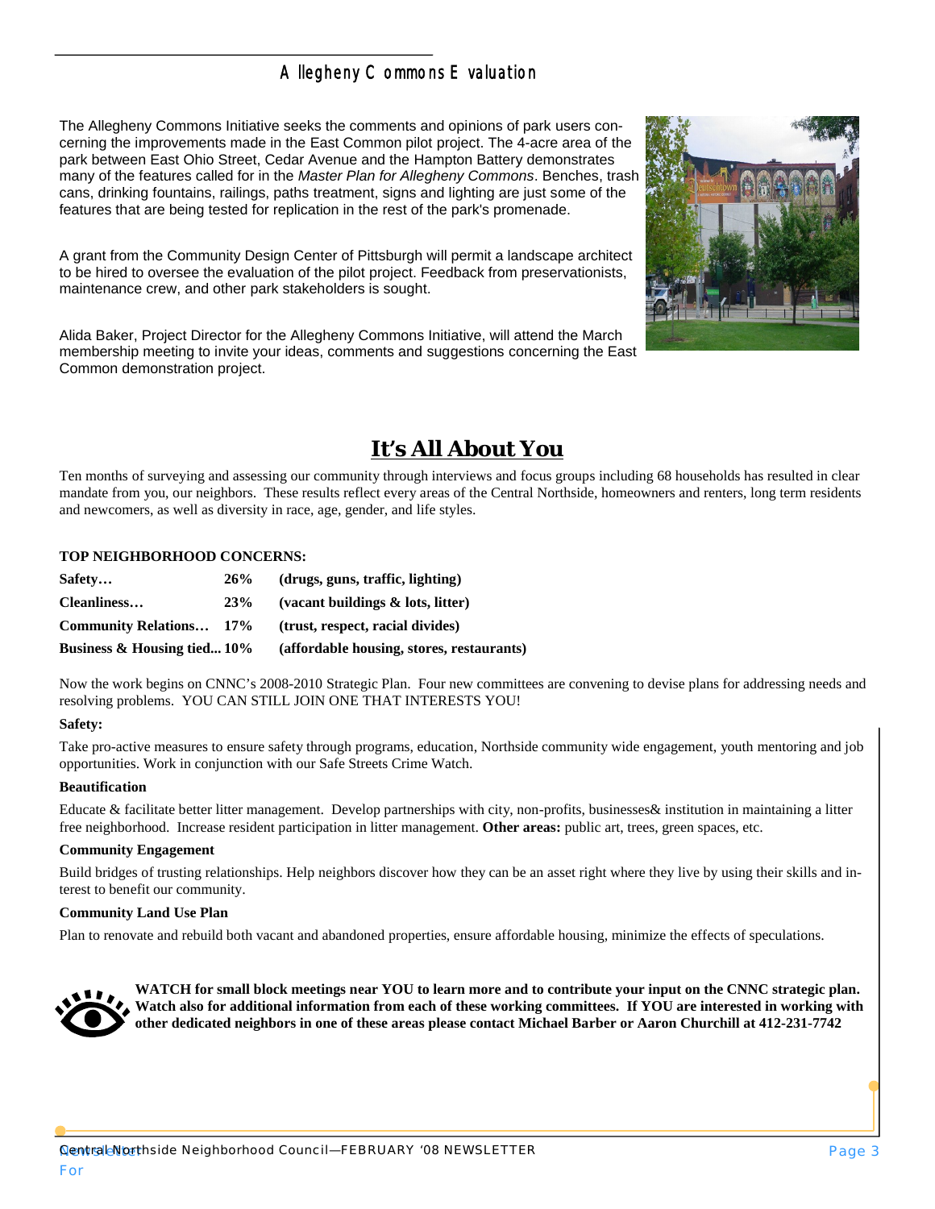## Allegheny Commons Evaluation

The Allegheny Commons Initiative seeks the comments and opinions of park users concerning the improvements made in the East Common pilot project. The 4-acre area of the park between East Ohio Street, Cedar Avenue and the Hampton Battery demonstrates many of the features called for in the *Master Plan for Allegheny Commons*. Benches, trash cans, drinking fountains, railings, paths treatment, signs and lighting are just some of the features that are being tested for replication in the rest of the park's promenade.

A grant from the Community Design Center of Pittsburgh will permit a landscape architect to be hired to oversee the evaluation of the pilot project. Feedback from preservationists, maintenance crew, and other park stakeholders is sought.

Alida Baker, Project Director for the Allegheny Commons Initiative, will attend the March membership meeting to invite your ideas, comments and suggestions concerning the East Common demonstration project.

## It's All About You

Ten months of surveying and assessing our community through interviews and focus groups including 68 households has resulted in clear mandate from you, our neighbors. These results reflect every areas of the Central Northside, homeowners and renters, long term residents and newcomers, as well as diversity in race, age, gender, and life styles.

**TOP NEIGHBORHOOD CONCERNS:**

| | | |
|---|---|---|
| **Safety…** | **26%** | **(drugs, guns, traffic, lighting)** |
| **Cleanliness…** | **23%** | **(vacant buildings & lots, litter)** |
| **Community Relations…** | **17%** | **(trust, respect, racial divides)** |
| **Business & Housing tied...** | **10%** | **(affordable housing, stores, restaurants)** |

Now the work begins on CNNC's 2008-2010 Strategic Plan. Four new committees are convening to devise plans for addressing needs and resolving problems. YOU CAN STILL JOIN ONE THAT INTERESTS YOU!

**Safety:**

Take pro-active measures to ensure safety through programs, education, Northside community wide engagement, youth mentoring and job opportunities. Work in conjunction with our Safe Streets Crime Watch.

**Beautification**

Educate & facilitate better litter management. Develop partnerships with city, non-profits, businesses& institution in maintaining a litter free neighborhood. Increase resident participation in litter management. **Other areas:** public art, trees, green spaces, etc.

**Community Engagement**

Build bridges of trusting relationships. Help neighbors discover how they can be an asset right where they live by using their skills and interest to benefit our community.

**Community Land Use Plan**

Plan to renovate and rebuild both vacant and abandoned properties, ensure affordable housing, minimize the effects of speculations.

**WATCH for small block meetings near YOU to learn more and to contribute your input on the CNNC strategic plan. Watch also for additional information from each of these working committees. If YOU are interested in working with other dedicated neighbors in one of these areas please contact Michael Barber or Aaron Churchill at 412-231-7742**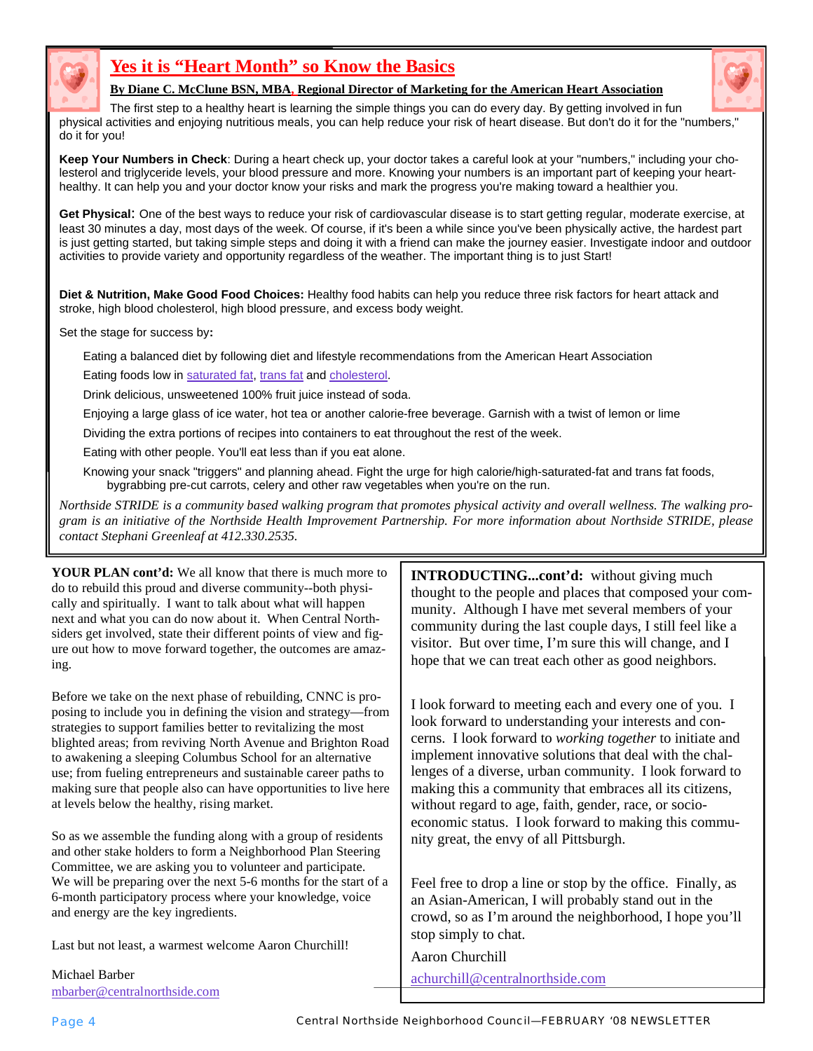## Yes it is "Heart Month" so Know the Basics

**By Diane C. McClune BSN, MBA, Regional Director of Marketing for the American Heart Association**

The first step to a healthy heart is learning the simple things you can do every day. By getting involved in fun physical activities and enjoying nutritious meals, you can help reduce your risk of heart disease. But don't do it for the "numbers," do it for you!

**Keep Your Numbers in Check**: During a heart check up, your doctor takes a careful look at your "numbers," including your cholesterol and triglyceride levels, your blood pressure and more. Knowing your numbers is an important part of keeping your heart-healthy. It can help you and your doctor know your risks and mark the progress you're making toward a healthier you.

**Get Physical**: One of the best ways to reduce your risk of cardiovascular disease is to start getting regular, moderate exercise, at least 30 minutes a day, most days of the week. Of course, if it's been a while since you've been physically active, the hardest part is just getting started, but taking simple steps and doing it with a friend can make the journey easier. Investigate indoor and outdoor activities to provide variety and opportunity regardless of the weather. The important thing is to just Start!

**Diet & Nutrition, Make Good Food Choices:** Healthy food habits can help you reduce three risk factors for heart attack and stroke, high blood cholesterol, high blood pressure, and excess body weight.

Set the stage for success by**:**

- Eating a balanced diet by following diet and lifestyle recommendations from the American Heart Association
- Eating foods low in saturated fat, trans fat and cholesterol.
- Drink delicious, unsweetened 100% fruit juice instead of soda.
- Enjoying a large glass of ice water, hot tea or another calorie-free beverage. Garnish with a twist of lemon or lime
- Dividing the extra portions of recipes into containers to eat throughout the rest of the week.
- Eating with other people. You'll eat less than if you eat alone.
- Knowing your snack "triggers" and planning ahead. Fight the urge for high calorie/high-saturated-fat and trans fat foods, bygrabbing pre-cut carrots, celery and other raw vegetables when you're on the run.

*Northside STRIDE is a community based walking program that promotes physical activity and overall wellness. The walking program is an initiative of the Northside Health Improvement Partnership. For more information about Northside STRIDE, please contact Stephani Greenleaf at 412.330.2535.*

**YOUR PLAN cont'd:** We all know that there is much more to do to rebuild this proud and diverse community--both physically and spiritually. I want to talk about what will happen next and what you can do now about it. When Central Northsiders get involved, state their different points of view and figure out how to move forward together, the outcomes are amazing.

Before we take on the next phase of rebuilding, CNNC is proposing to include you in defining the vision and strategy—from strategies to support families better to revitalizing the most blighted areas; from reviving North Avenue and Brighton Road to awakening a sleeping Columbus School for an alternative use; from fueling entrepreneurs and sustainable career paths to making sure that people also can have opportunities to live here at levels below the healthy, rising market.

So as we assemble the funding along with a group of residents and other stake holders to form a Neighborhood Plan Steering Committee, we are asking you to volunteer and participate. We will be preparing over the next 5-6 months for the start of a 6-month participatory process where your knowledge, voice and energy are the key ingredients.

Last but not least, a warmest welcome Aaron Churchill!

Michael Barber
mbarber@centralnorthside.com

**INTRODUCTING...cont'd:** without giving much thought to the people and places that composed your community. Although I have met several members of your community during the last couple days, I still feel like a visitor. But over time, I'm sure this will change, and I hope that we can treat each other as good neighbors.

I look forward to meeting each and every one of you. I look forward to understanding your interests and concerns. I look forward to *working together* to initiate and implement innovative solutions that deal with the challenges of a diverse, urban community. I look forward to making this a community that embraces all its citizens, without regard to age, faith, gender, race, or socio-economic status. I look forward to making this community great, the envy of all Pittsburgh.

Feel free to drop a line or stop by the office. Finally, as an Asian-American, I will probably stand out in the crowd, so as I'm around the neighborhood, I hope you'll stop simply to chat.

Aaron Churchill

achurchill@centralnorthside.com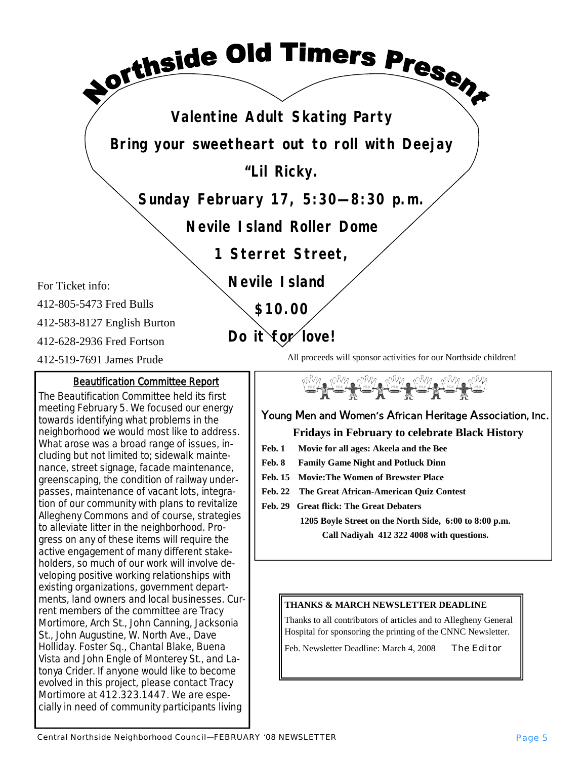# Northside Old Timers Present

**Valentine Adult Skating Party**

**Bring your sweetheart out to roll with Deejay "Lil Ricky.**

**Sunday February 17, 5:30—8:30 p.m.**

**Nevile Island Roller Dome**

**1 Sterret Street,**

**Nevile Island**

**$10.00**

**Do it for love!**

For Ticket info:
412-805-5473 Fred Bulls
412-583-8127 English Burton
412-628-2936 Fred Fortson
412-519-7691 James Prude

All proceeds will sponsor activities for our Northside children!

## Beautification Committee Report

The Beautification Committee held its first meeting February 5. We focused our energy towards identifying what problems in the neighborhood we would most like to address. What arose was a broad range of issues, including but not limited to; sidewalk maintenance, street signage, facade maintenance, greenscaping, the condition of railway underpasses, maintenance of vacant lots, integration of our community with plans to revitalize Allegheny Commons and of course, strategies to alleviate litter in the neighborhood. Progress on any of these items will require the active engagement of many different stakeholders, so much of our work will involve developing positive working relationships with existing organizations, government departments, land owners and local businesses. Current members of the committee are Tracy Mortimore, Arch St., John Canning, Jacksonia St., John Augustine, W. North Ave., Dave Holliday. Foster Sq., Chantal Blake, Buena Vista and John Engle of Monterey St., and Latonya Crider. If anyone would like to become evolved in this project, please contact Tracy Mortimore at 412.323.1447. We are especially in need of community participants living

## Young Men and Women's African Heritage Association, Inc.

**Fridays in February to celebrate Black History**

- **Feb. 1 Movie for all ages: Akeela and the Bee**
- **Feb. 8 Family Game Night and Potluck Dinn**
- **Feb. 15 Movie:The Women of Brewster Place**
- **Feb. 22 The Great African-American Quiz Contest**
- **Feb. 29 Great flick: The Great Debaters**

**1205 Boyle Street on the North Side, 6:00 to 8:00 p.m.**

**Call Nadiyah 412 322 4008 with questions.**

**THANKS & MARCH NEWSLETTER DEADLINE**

Thanks to all contributors of articles and to Allegheny General Hospital for sponsoring the printing of the CNNC Newsletter.

Feb. Newsletter Deadline: March 4, 2008 The Editor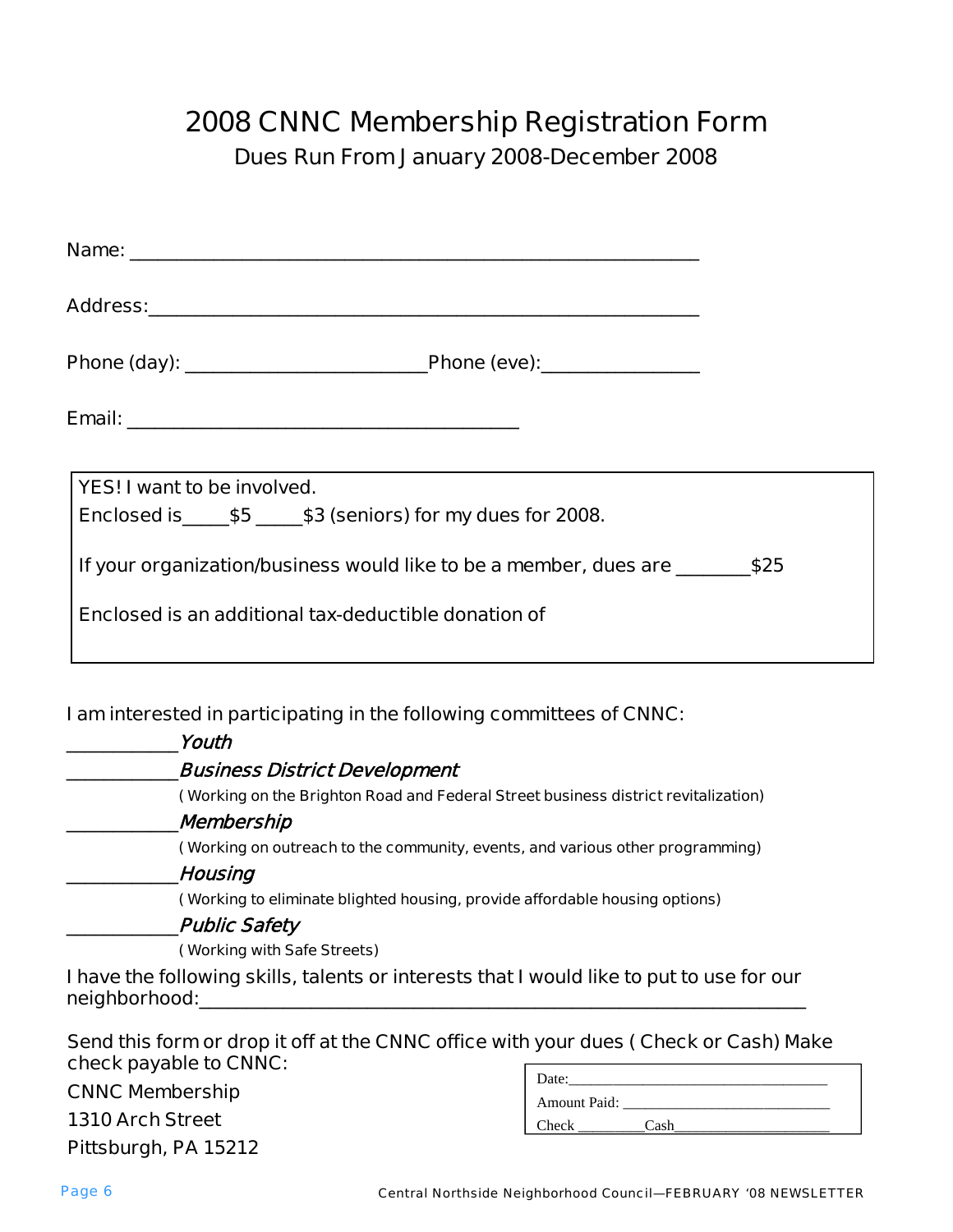# 2008 CNNC Membership Registration Form

Dues Run From January 2008-December 2008

Name: ______________________________________________________

Address:_____________________________________________________

Phone (day): _______________________Phone (eve):_______________

Email: _____________________________________

YES! I want to be involved.

Enclosed is_____$5 _____$3 (seniors) for my dues for 2008.

If your organization/business would like to be a member, dues are ________$25

Enclosed is an additional tax-deductible donation of

I am interested in participating in the following committees of CNNC:

___________*Youth*

___________*Business District Development*

(Working on the Brighton Road and Federal Street business district revitalization)

___________*Membership*

(Working on outreach to the community, events, and various other programming)

___________*Housing*

(Working to eliminate blighted housing, provide affordable housing options)

___________*Public Safety*

(Working with Safe Streets)

I have the following skills, talents or interests that I would like to put to use for our neighborhood:_________________________________________________________

Send this form or drop it off at the CNNC office with your dues (Check or Cash) Make check payable to CNNC:

CNNC Membership
1310 Arch Street
Pittsburgh, PA 15212

Date:_________________________________

Amount Paid: ___________________________

Check _________Cash_____________________

Central Northside Neighborhood Council—FEBRUARY '08 NEWSLETTER